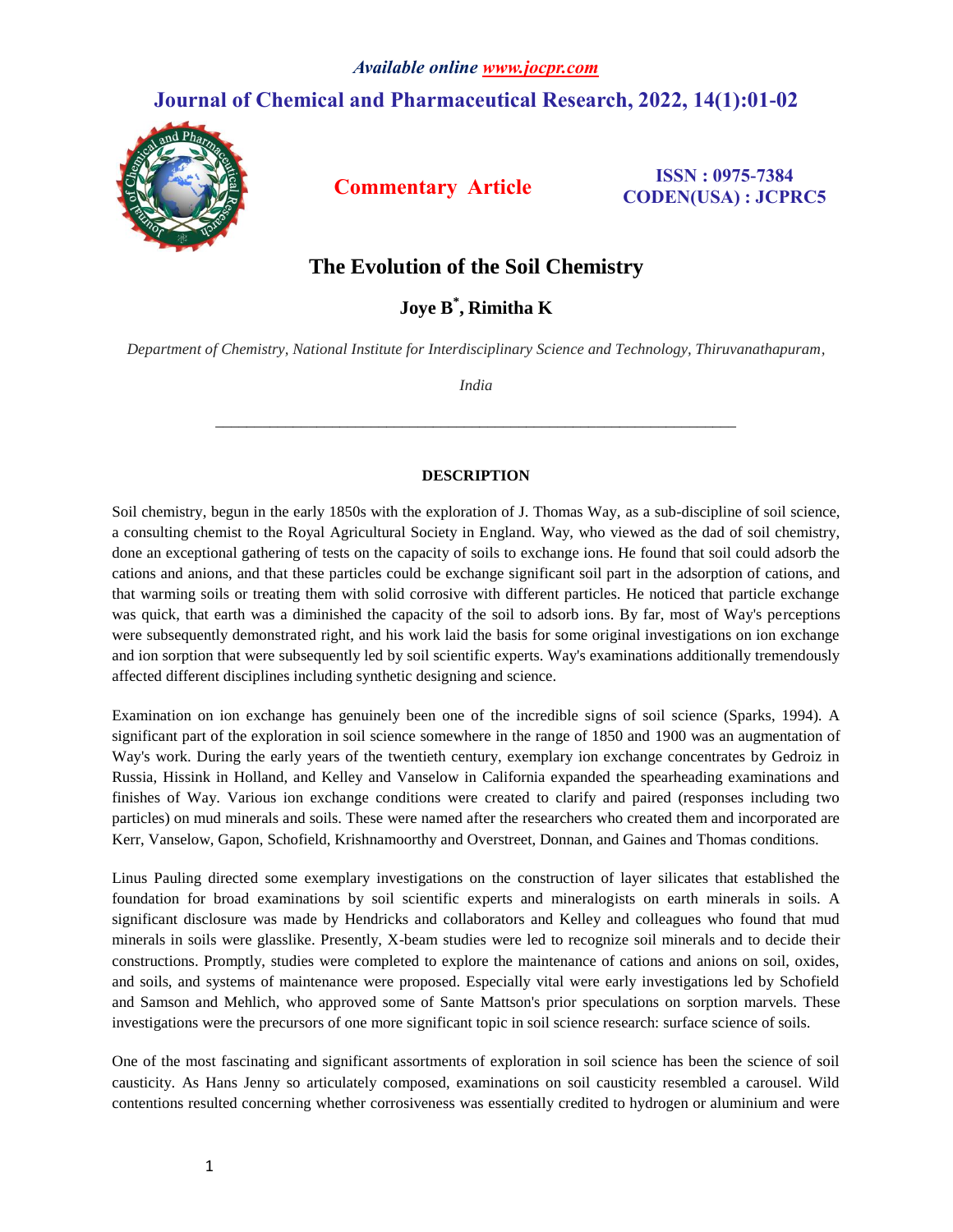*Available online www.jocpr.com*

**Journal of Chemical and Pharmaceutical Research, 2022, 14(1):01-02**

**Commentary Article**

**ISSN : 0975-7384**
**CODEN(USA) : JCPRC5**

# The Evolution of the Soil Chemistry

**Joye B*, Rimitha K**

*Department of Chemistry, National Institute for Interdisciplinary Science and Technology, Thiruvanathapuram, India*

---

## DESCRIPTION

Soil chemistry, begun in the early 1850s with the exploration of J. Thomas Way, as a sub-discipline of soil science, a consulting chemist to the Royal Agricultural Society in England. Way, who viewed as the dad of soil chemistry, done an exceptional gathering of tests on the capacity of soils to exchange ions. He found that soil could adsorb the cations and anions, and that these particles could be exchange significant soil part in the adsorption of cations, and that warming soils or treating them with solid corrosive with different particles. He noticed that particle exchange was quick, that earth was a diminished the capacity of the soil to adsorb ions. By far, most of Way's perceptions were subsequently demonstrated right, and his work laid the basis for some original investigations on ion exchange and ion sorption that were subsequently led by soil scientific experts. Way's examinations additionally tremendously affected different disciplines including synthetic designing and science.

Examination on ion exchange has genuinely been one of the incredible signs of soil science (Sparks, 1994). A significant part of the exploration in soil science somewhere in the range of 1850 and 1900 was an augmentation of Way's work. During the early years of the twentieth century, exemplary ion exchange concentrates by Gedroiz in Russia, Hissink in Holland, and Kelley and Vanselow in California expanded the spearheading examinations and finishes of Way. Various ion exchange conditions were created to clarify and paired (responses including two particles) on mud minerals and soils. These were named after the researchers who created them and incorporated are Kerr, Vanselow, Gapon, Schofield, Krishnamoorthy and Overstreet, Donnan, and Gaines and Thomas conditions.

Linus Pauling directed some exemplary investigations on the construction of layer silicates that established the foundation for broad examinations by soil scientific experts and mineralogists on earth minerals in soils. A significant disclosure was made by Hendricks and collaborators and Kelley and colleagues who found that mud minerals in soils were glasslike. Presently, X-beam studies were led to recognize soil minerals and to decide their constructions. Promptly, studies were completed to explore the maintenance of cations and anions on soil, oxides, and soils, and systems of maintenance were proposed. Especially vital were early investigations led by Schofield and Samson and Mehlich, who approved some of Sante Mattson's prior speculations on sorption marvels. These investigations were the precursors of one more significant topic in soil science research: surface science of soils.

One of the most fascinating and significant assortments of exploration in soil science has been the science of soil causticity. As Hans Jenny so articulately composed, examinations on soil causticity resembled a carousel. Wild contentions resulted concerning whether corrosiveness was essentially credited to hydrogen or aluminium and were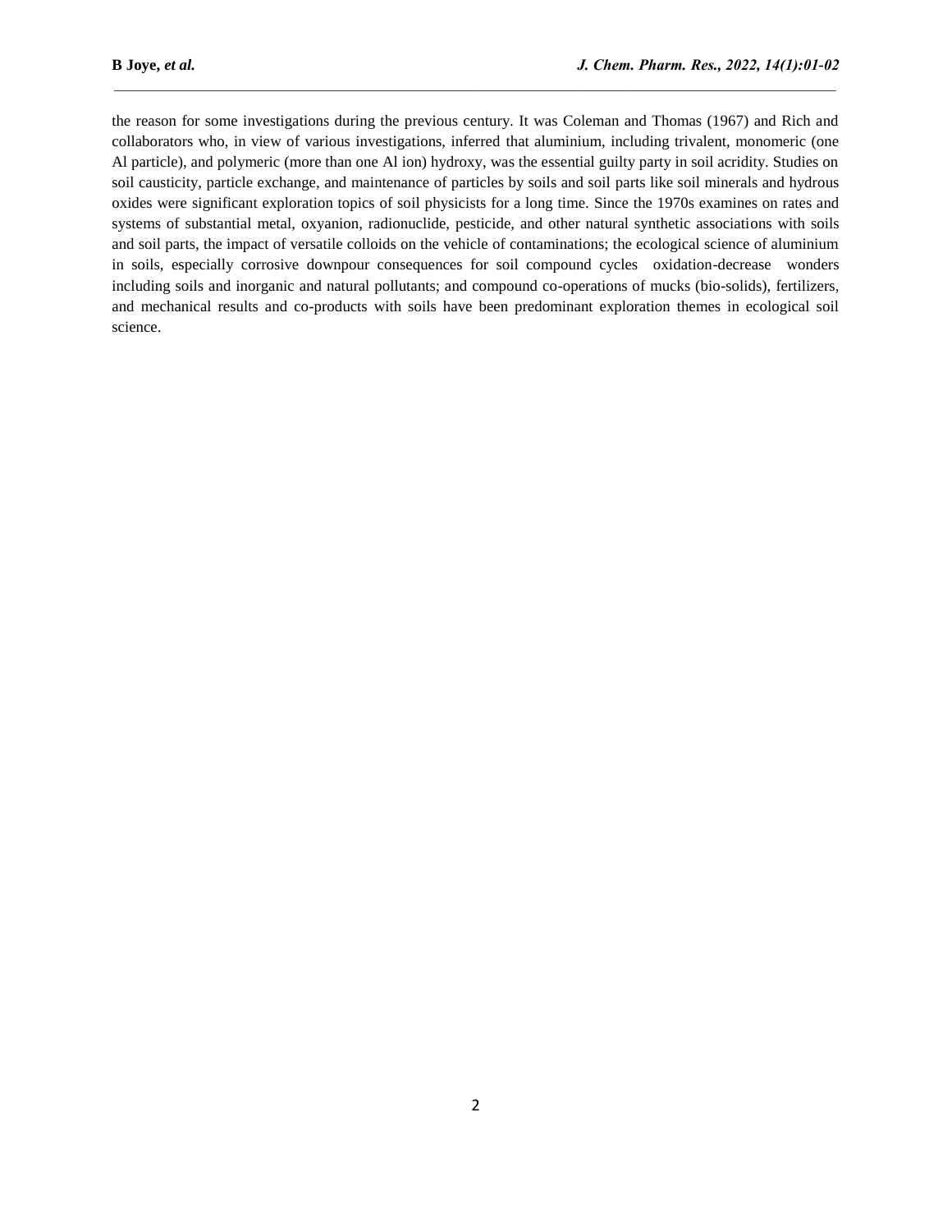the reason for some investigations during the previous century. It was Coleman and Thomas (1967) and Rich and collaborators who, in view of various investigations, inferred that aluminium, including trivalent, monomeric (one Al particle), and polymeric (more than one Al ion) hydroxy, was the essential guilty party in soil acridity. Studies on soil causticity, particle exchange, and maintenance of particles by soils and soil parts like soil minerals and hydrous oxides were significant exploration topics of soil physicists for a long time. Since the 1970s examines on rates and systems of substantial metal, oxyanion, radionuclide, pesticide, and other natural synthetic associations with soils and soil parts, the impact of versatile colloids on the vehicle of contaminations; the ecological science of aluminium in soils, especially corrosive downpour consequences for soil compound cycles oxidation-decrease wonders including soils and inorganic and natural pollutants; and compound co-operations of mucks (bio-solids), fertilizers, and mechanical results and co-products with soils have been predominant exploration themes in ecological soil science.